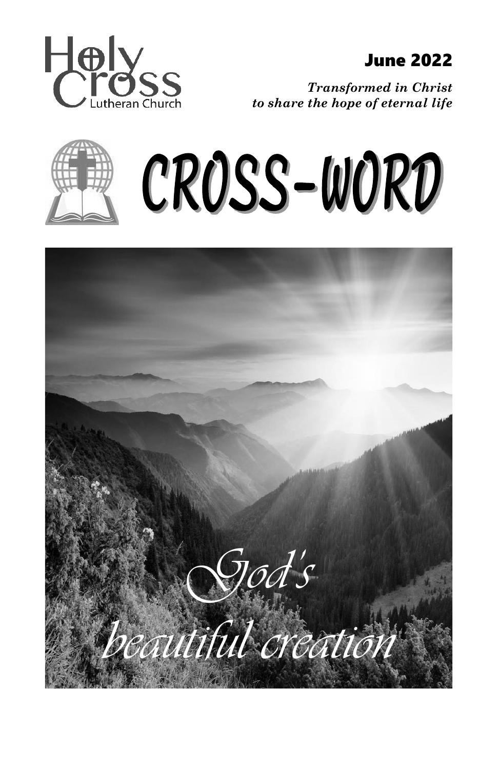Holy Cross Lutheran Church

**June 2022**

***Transformed in Christ to share the hope of eternal life***

# CROSS-WORD

*God's beautiful creation*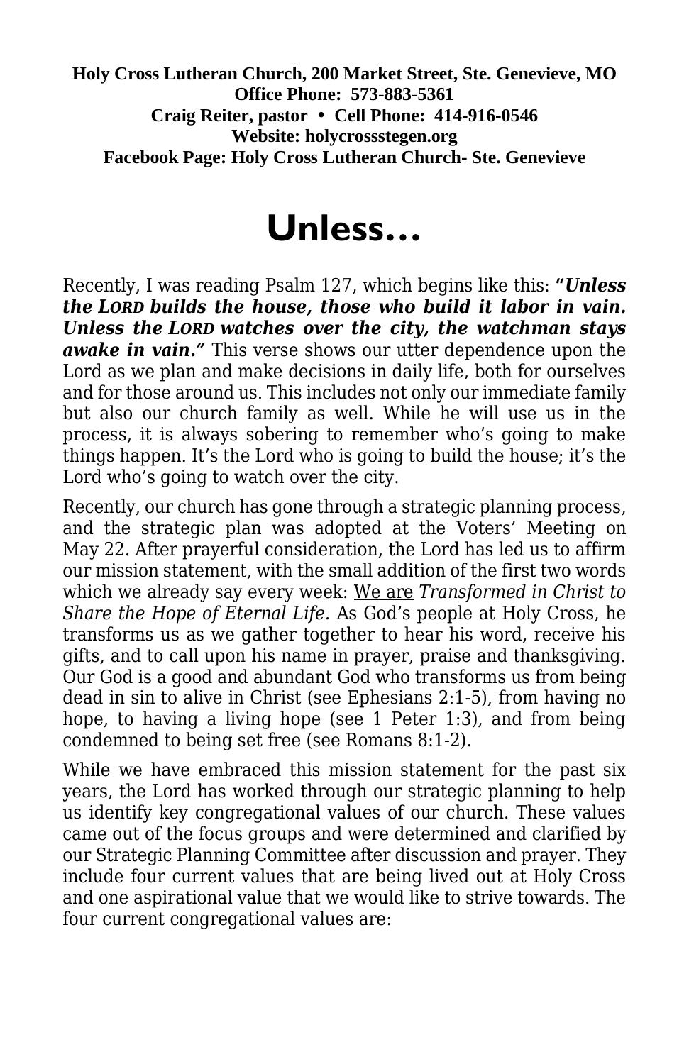**Holy Cross Lutheran Church, 200 Market Street, Ste. Genevieve, MO**
**Office Phone: 573-883-5361**
**Craig Reiter, pastor • Cell Phone: 414-916-0546**
**Website: holycrossstegen.org**
**Facebook Page: Holy Cross Lutheran Church- Ste. Genevieve**

# Unless…

Recently, I was reading Psalm 127, which begins like this: ***"Unless the LORD builds the house, those who build it labor in vain. Unless the LORD watches over the city, the watchman stays awake in vain."*** This verse shows our utter dependence upon the Lord as we plan and make decisions in daily life, both for ourselves and for those around us. This includes not only our immediate family but also our church family as well. While he will use us in the process, it is always sobering to remember who's going to make things happen. It's the Lord who is going to build the house; it's the Lord who's going to watch over the city.

Recently, our church has gone through a strategic planning process, and the strategic plan was adopted at the Voters' Meeting on May 22. After prayerful consideration, the Lord has led us to affirm our mission statement, with the small addition of the first two words which we already say every week: <u>We are</u> *Transformed in Christ to Share the Hope of Eternal Life.* As God's people at Holy Cross, he transforms us as we gather together to hear his word, receive his gifts, and to call upon his name in prayer, praise and thanksgiving. Our God is a good and abundant God who transforms us from being dead in sin to alive in Christ (see Ephesians 2:1-5), from having no hope, to having a living hope (see 1 Peter 1:3), and from being condemned to being set free (see Romans 8:1-2).

While we have embraced this mission statement for the past six years, the Lord has worked through our strategic planning to help us identify key congregational values of our church. These values came out of the focus groups and were determined and clarified by our Strategic Planning Committee after discussion and prayer. They include four current values that are being lived out at Holy Cross and one aspirational value that we would like to strive towards. The four current congregational values are: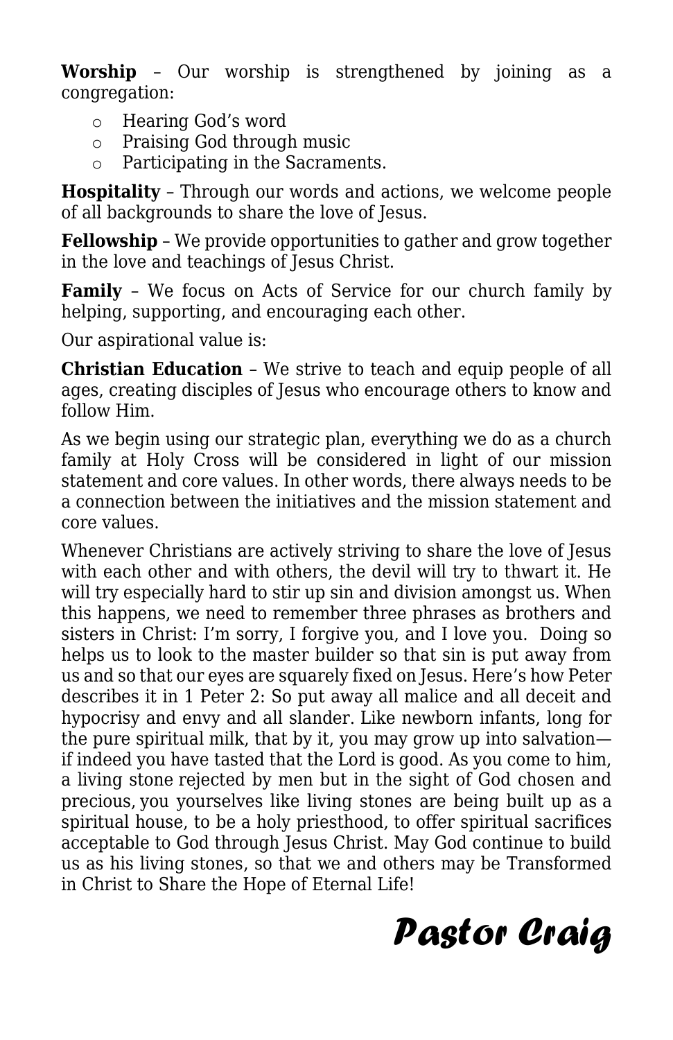**Worship** – Our worship is strengthened by joining as a congregation:

- Hearing God's word
- Praising God through music
- Participating in the Sacraments.

**Hospitality** – Through our words and actions, we welcome people of all backgrounds to share the love of Jesus.

**Fellowship** – We provide opportunities to gather and grow together in the love and teachings of Jesus Christ.

**Family** – We focus on Acts of Service for our church family by helping, supporting, and encouraging each other.

Our aspirational value is:

**Christian Education** – We strive to teach and equip people of all ages, creating disciples of Jesus who encourage others to know and follow Him.

As we begin using our strategic plan, everything we do as a church family at Holy Cross will be considered in light of our mission statement and core values. In other words, there always needs to be a connection between the initiatives and the mission statement and core values.

Whenever Christians are actively striving to share the love of Jesus with each other and with others, the devil will try to thwart it. He will try especially hard to stir up sin and division amongst us. When this happens, we need to remember three phrases as brothers and sisters in Christ: I'm sorry, I forgive you, and I love you. Doing so helps us to look to the master builder so that sin is put away from us and so that our eyes are squarely fixed on Jesus. Here's how Peter describes it in 1 Peter 2: So put away all malice and all deceit and hypocrisy and envy and all slander. Like newborn infants, long for the pure spiritual milk, that by it, you may grow up into salvation—if indeed you have tasted that the Lord is good. As you come to him, a living stone rejected by men but in the sight of God chosen and precious, you yourselves like living stones are being built up as a spiritual house, to be a holy priesthood, to offer spiritual sacrifices acceptable to God through Jesus Christ. May God continue to build us as his living stones, so that we and others may be Transformed in Christ to Share the Hope of Eternal Life!

***Pastor Craig***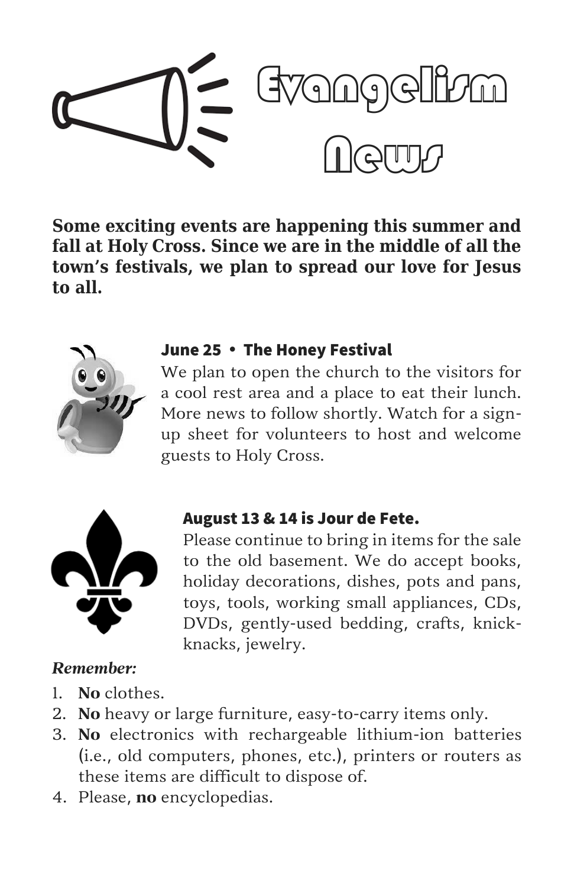# Evangelism News

**Some exciting events are happening this summer and fall at Holy Cross. Since we are in the middle of all the town's festivals, we plan to spread our love for Jesus to all.**

### June 25 • The Honey Festival

We plan to open the church to the visitors for a cool rest area and a place to eat their lunch. More news to follow shortly. Watch for a sign-up sheet for volunteers to host and welcome guests to Holy Cross.

### August 13 & 14 is Jour de Fete.

Please continue to bring in items for the sale to the old basement. We do accept books, holiday decorations, dishes, pots and pans, toys, tools, working small appliances, CDs, DVDs, gently-used bedding, crafts, knick-knacks, jewelry.

***Remember:***

1. **No** clothes.
2. **No** heavy or large furniture, easy-to-carry items only.
3. **No** electronics with rechargeable lithium-ion batteries (i.e., old computers, phones, etc.), printers or routers as these items are difficult to dispose of.
4. Please, **no** encyclopedias.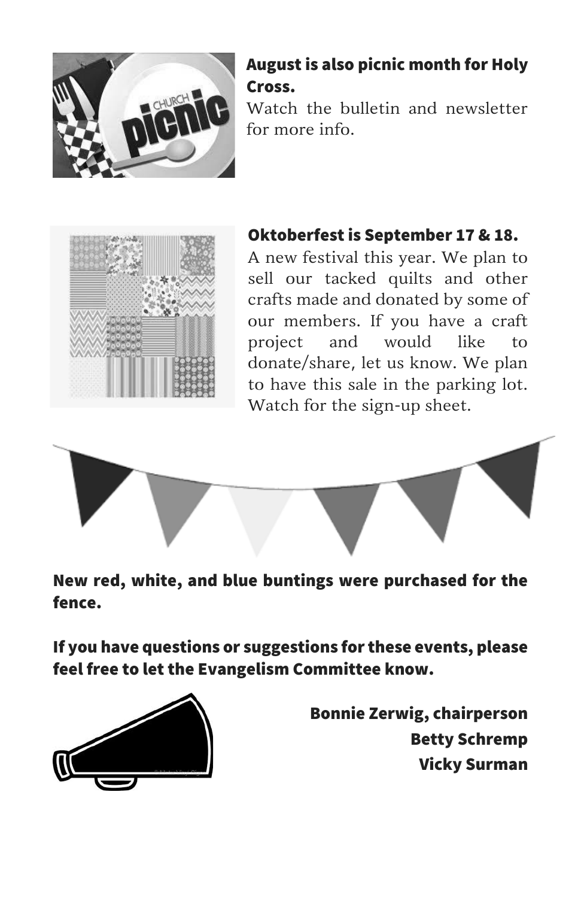**August is also picnic month for Holy Cross.**

Watch the bulletin and newsletter for more info.

**Oktoberfest is September 17 & 18.**

A new festival this year. We plan to sell our tacked quilts and other crafts made and donated by some of our members. If you have a craft project and would like to donate/share, let us know. We plan to have this sale in the parking lot. Watch for the sign-up sheet.

**New red, white, and blue buntings were purchased for the fence.**

**If you have questions or suggestions for these events, please feel free to let the Evangelism Committee know.**

**Bonnie Zerwig, chairperson**
**Betty Schremp**
**Vicky Surman**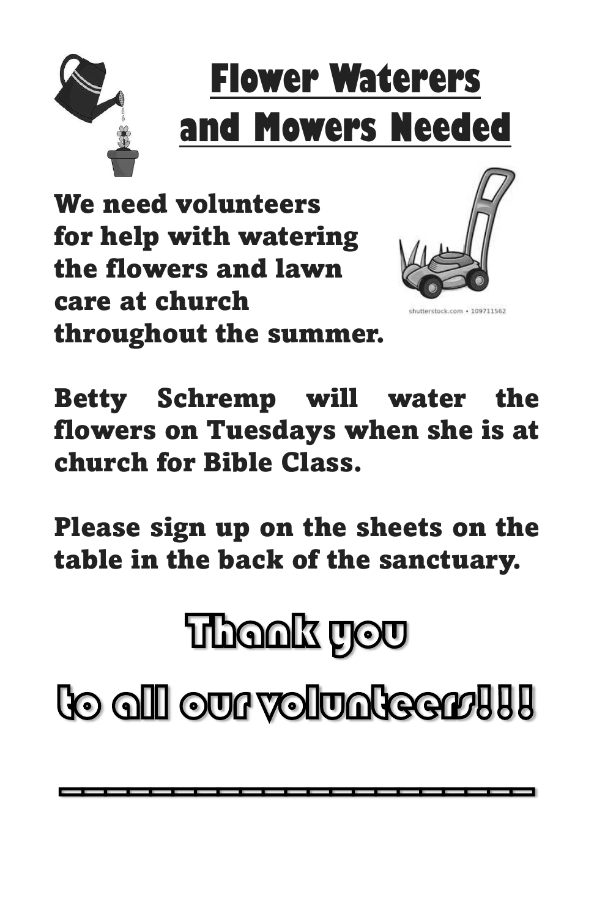# Flower Waterers and Mowers Needed

**We need volunteers for help with watering the flowers and lawn care at church throughout the summer.**

shutterstock.com • 109711562

**Betty Schremp will water the flowers on Tuesdays when she is at church for Bible Class.**

**Please sign up on the sheets on the table in the back of the sanctuary.**

## Thank you

## to all our volunteers!!!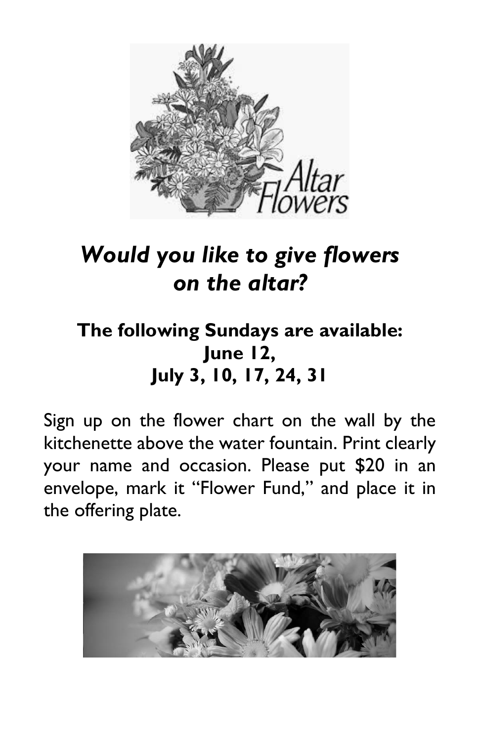## *Would you like to give flowers on the altar?*

**The following Sundays are available:**
**June 12,**
**July 3, 10, 17, 24, 31**

Sign up on the flower chart on the wall by the kitchenette above the water fountain. Print clearly your name and occasion. Please put $20 in an envelope, mark it "Flower Fund," and place it in the offering plate.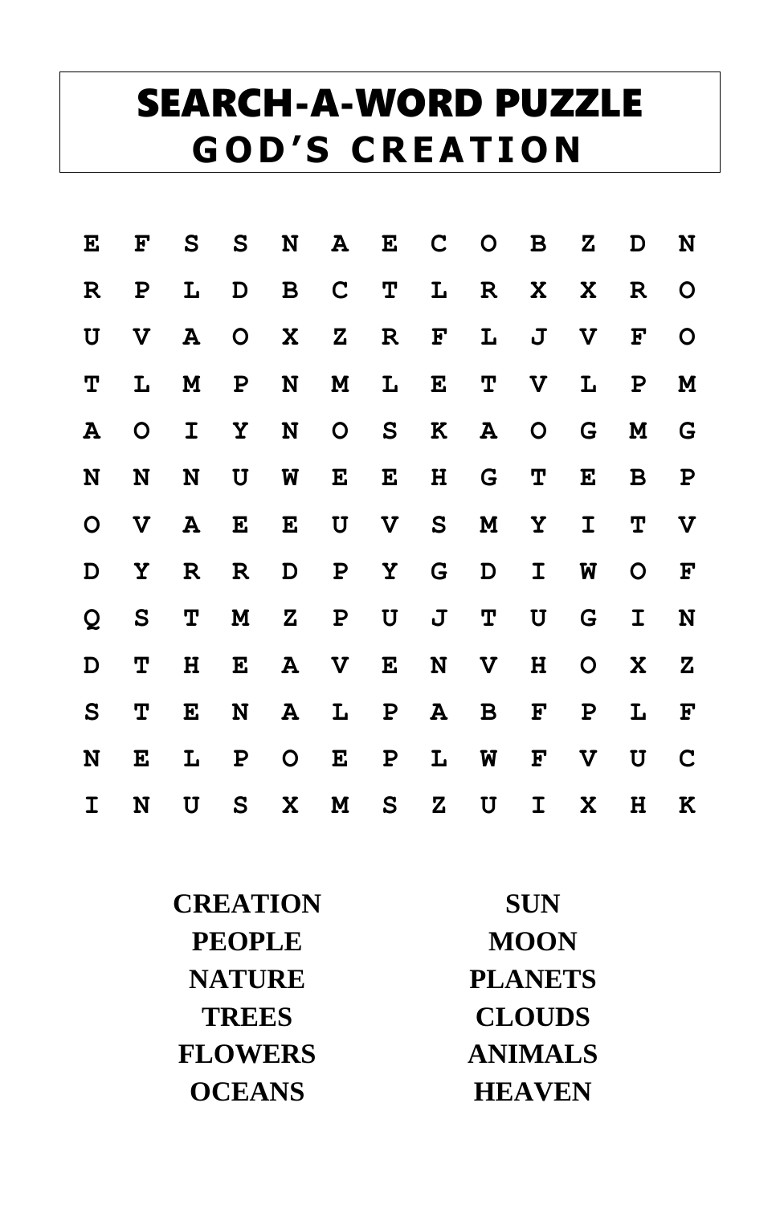# SEARCH-A-WORD PUZZLE
## GOD'S CREATION

```
E  F  S  S  N  A  E  C  O  B  Z  D  N
R  P  L  D  B  C  T  L  R  X  X  R  O
U  V  A  O  X  Z  R  F  L  J  V  F  O
T  L  M  P  N  M  L  E  T  V  L  P  M
A  O  I  Y  N  O  S  K  A  O  G  M  G
N  N  N  U  W  E  E  H  G  T  E  B  P
O  V  A  E  E  U  V  S  M  Y  I  T  V
D  Y  R  R  D  P  Y  G  D  I  W  O  F
Q  S  T  M  Z  P  U  J  T  U  G  I  N
D  T  H  E  A  V  E  N  V  H  O  X  Z
S  T  E  N  A  L  P  A  B  F  P  L  F
N  E  L  P  O  E  P  L  W  F  V  U  C
I  N  U  S  X  M  S  Z  U  I  X  H  K
```

| | |
|---|---|
| **CREATION** | **SUN** |
| **PEOPLE** | **MOON** |
| **NATURE** | **PLANETS** |
| **TREES** | **CLOUDS** |
| **FLOWERS** | **ANIMALS** |
| **OCEANS** | **HEAVEN** |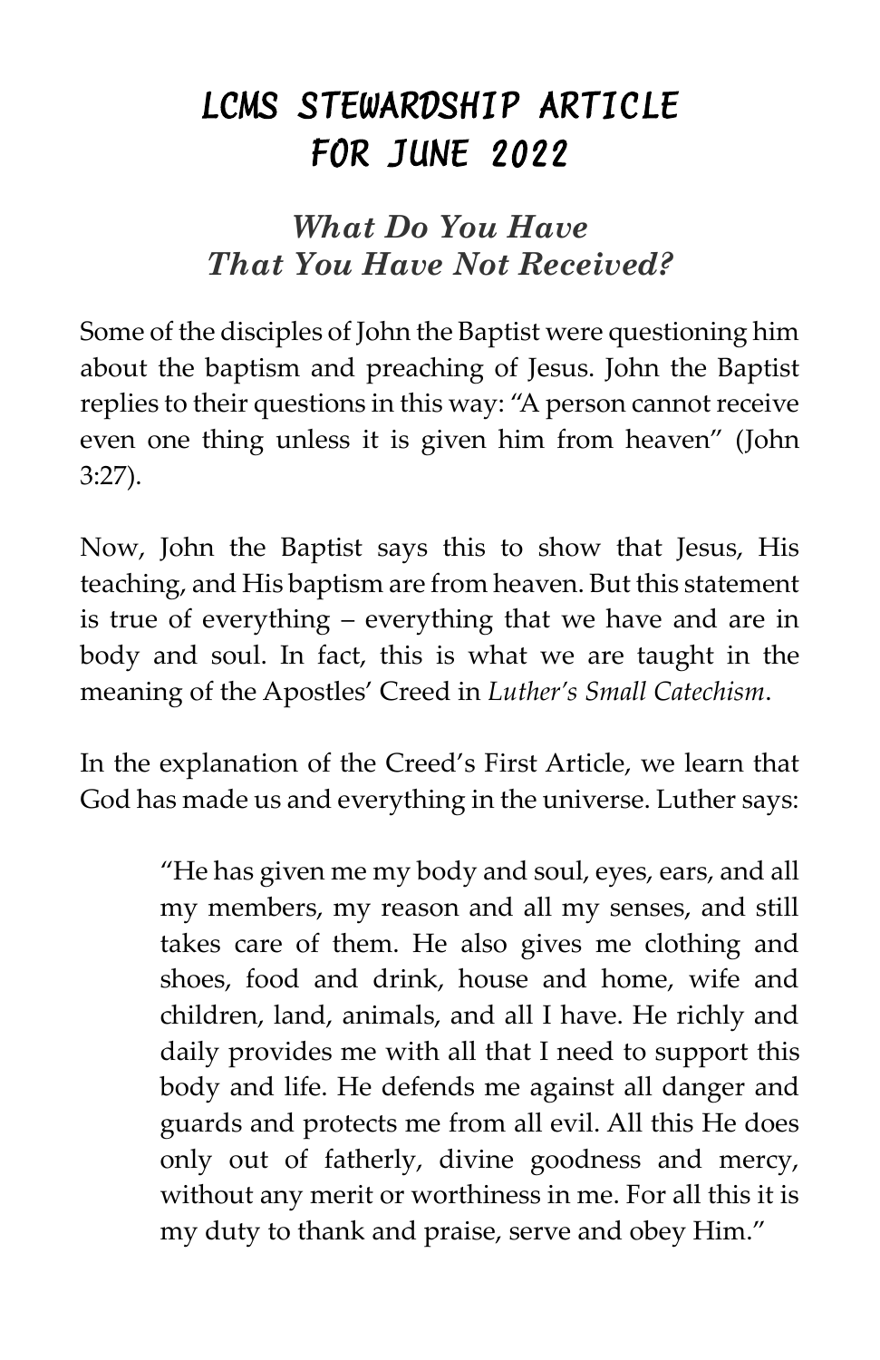# LCMS STEWARDSHIP ARTICLE FOR JUNE 2022

## *What Do You Have That You Have Not Received?*

Some of the disciples of John the Baptist were questioning him about the baptism and preaching of Jesus. John the Baptist replies to their questions in this way: "A person cannot receive even one thing unless it is given him from heaven" (John 3:27).

Now, John the Baptist says this to show that Jesus, His teaching, and His baptism are from heaven. But this statement is true of everything – everything that we have and are in body and soul. In fact, this is what we are taught in the meaning of the Apostles' Creed in *Luther's Small Catechism*.

In the explanation of the Creed's First Article, we learn that God has made us and everything in the universe. Luther says:

> "He has given me my body and soul, eyes, ears, and all my members, my reason and all my senses, and still takes care of them. He also gives me clothing and shoes, food and drink, house and home, wife and children, land, animals, and all I have. He richly and daily provides me with all that I need to support this body and life. He defends me against all danger and guards and protects me from all evil. All this He does only out of fatherly, divine goodness and mercy, without any merit or worthiness in me. For all this it is my duty to thank and praise, serve and obey Him."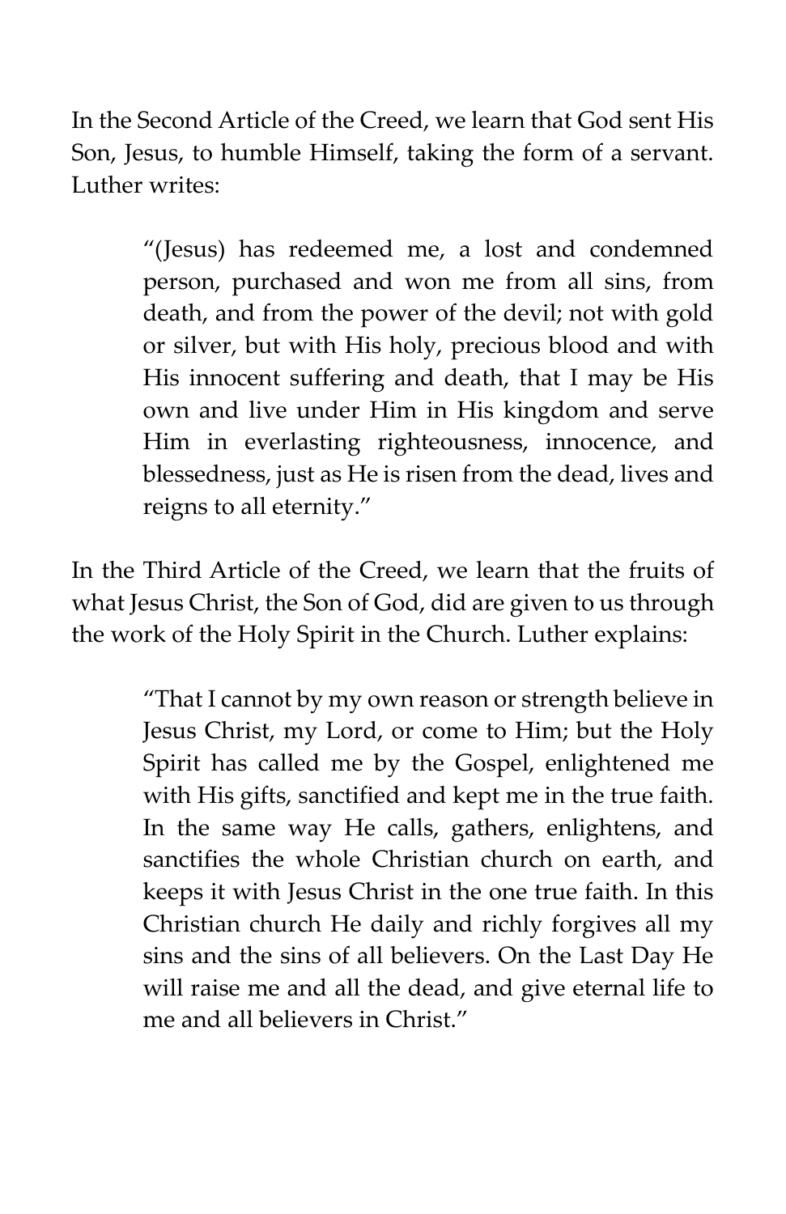In the Second Article of the Creed, we learn that God sent His Son, Jesus, to humble Himself, taking the form of a servant. Luther writes:

> "(Jesus) has redeemed me, a lost and condemned person, purchased and won me from all sins, from death, and from the power of the devil; not with gold or silver, but with His holy, precious blood and with His innocent suffering and death, that I may be His own and live under Him in His kingdom and serve Him in everlasting righteousness, innocence, and blessedness, just as He is risen from the dead, lives and reigns to all eternity."

In the Third Article of the Creed, we learn that the fruits of what Jesus Christ, the Son of God, did are given to us through the work of the Holy Spirit in the Church. Luther explains:

> "That I cannot by my own reason or strength believe in Jesus Christ, my Lord, or come to Him; but the Holy Spirit has called me by the Gospel, enlightened me with His gifts, sanctified and kept me in the true faith. In the same way He calls, gathers, enlightens, and sanctifies the whole Christian church on earth, and keeps it with Jesus Christ in the one true faith. In this Christian church He daily and richly forgives all my sins and the sins of all believers. On the Last Day He will raise me and all the dead, and give eternal life to me and all believers in Christ."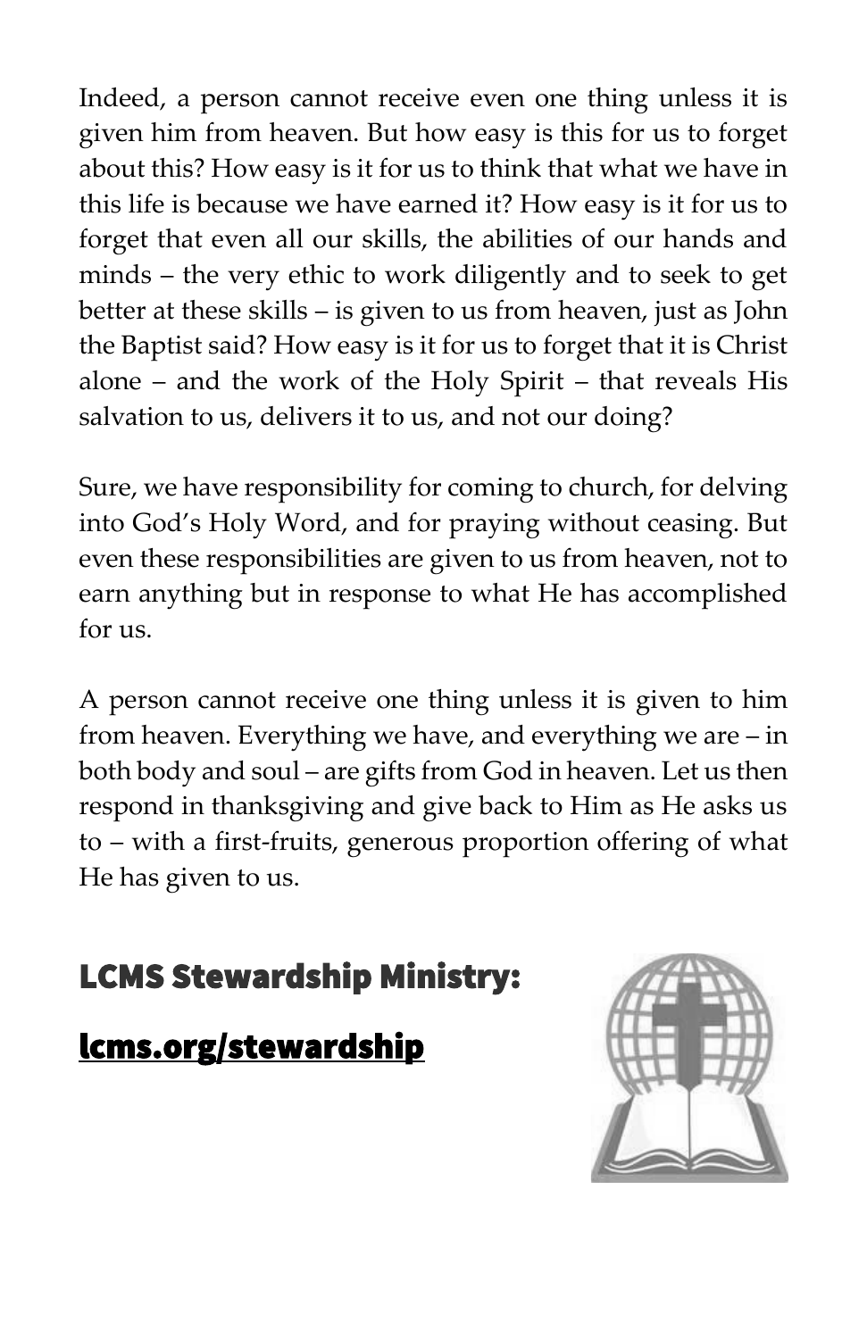Indeed, a person cannot receive even one thing unless it is given him from heaven. But how easy is this for us to forget about this? How easy is it for us to think that what we have in this life is because we have earned it? How easy is it for us to forget that even all our skills, the abilities of our hands and minds – the very ethic to work diligently and to seek to get better at these skills – is given to us from heaven, just as John the Baptist said? How easy is it for us to forget that it is Christ alone – and the work of the Holy Spirit – that reveals His salvation to us, delivers it to us, and not our doing?

Sure, we have responsibility for coming to church, for delving into God's Holy Word, and for praying without ceasing. But even these responsibilities are given to us from heaven, not to earn anything but in response to what He has accomplished for us.

A person cannot receive one thing unless it is given to him from heaven. Everything we have, and everything we are – in both body and soul – are gifts from God in heaven. Let us then respond in thanksgiving and give back to Him as He asks us to – with a first-fruits, generous proportion offering of what He has given to us.

## LCMS Stewardship Ministry:

## lcms.org/stewardship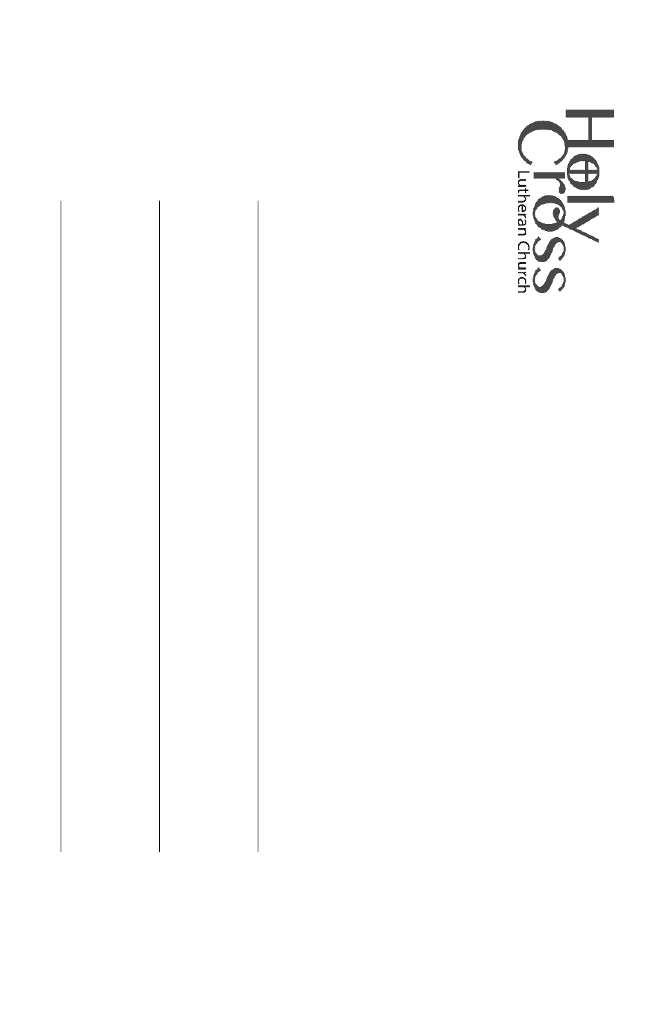Holy Cross

Lutheran Church